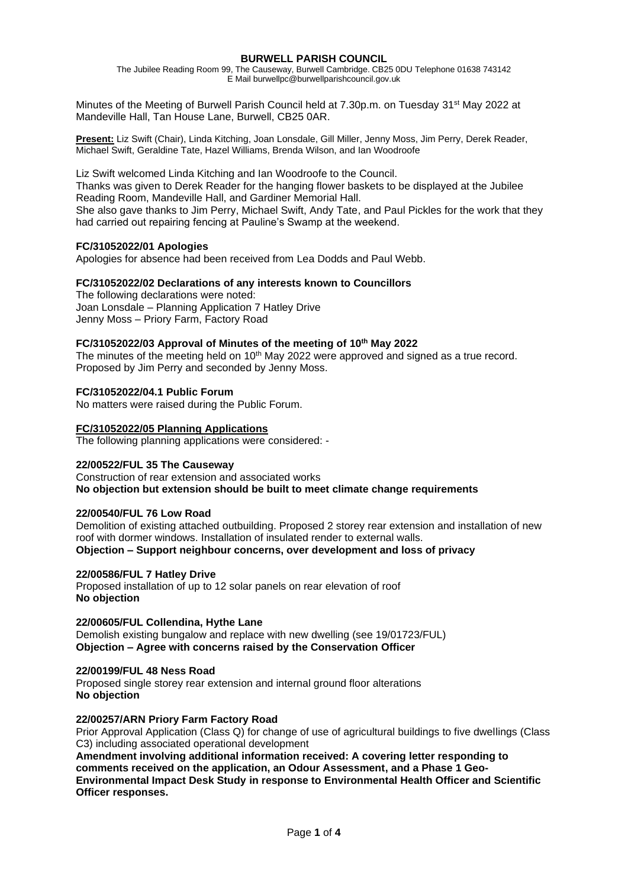# BURWELL PARISH COUNCIL

The Jubilee Reading Room 99, The Causeway, Burwell Cambridge. CB25 0DU Telephone 01638 743142
E Mail burwellpc@burwellparishcouncil.gov.uk

Minutes of the Meeting of Burwell Parish Council held at 7.30p.m. on Tuesday 31st May 2022 at Mandeville Hall, Tan House Lane, Burwell, CB25 0AR.

**Present:** Liz Swift (Chair), Linda Kitching, Joan Lonsdale, Gill Miller, Jenny Moss, Jim Perry, Derek Reader, Michael Swift, Geraldine Tate, Hazel Williams, Brenda Wilson, and Ian Woodroofe

Liz Swift welcomed Linda Kitching and Ian Woodroofe to the Council.
Thanks was given to Derek Reader for the hanging flower baskets to be displayed at the Jubilee Reading Room, Mandeville Hall, and Gardiner Memorial Hall.
She also gave thanks to Jim Perry, Michael Swift, Andy Tate, and Paul Pickles for the work that they had carried out repairing fencing at Pauline's Swamp at the weekend.

### FC/31052022/01 Apologies

Apologies for absence had been received from Lea Dodds and Paul Webb.

### FC/31052022/02 Declarations of any interests known to Councillors

The following declarations were noted:
Joan Lonsdale – Planning Application 7 Hatley Drive
Jenny Moss – Priory Farm, Factory Road

### FC/31052022/03 Approval of Minutes of the meeting of 10th May 2022

The minutes of the meeting held on 10th May 2022 were approved and signed as a true record. Proposed by Jim Perry and seconded by Jenny Moss.

### FC/31052022/04.1 Public Forum

No matters were raised during the Public Forum.

### FC/31052022/05 Planning Applications

The following planning applications were considered: -

**22/00522/FUL 35 The Causeway**
Construction of rear extension and associated works
**No objection but extension should be built to meet climate change requirements**

**22/00540/FUL 76 Low Road**
Demolition of existing attached outbuilding. Proposed 2 storey rear extension and installation of new roof with dormer windows. Installation of insulated render to external walls.
**Objection – Support neighbour concerns, over development and loss of privacy**

**22/00586/FUL 7 Hatley Drive**
Proposed installation of up to 12 solar panels on rear elevation of roof
**No objection**

**22/00605/FUL Collendina, Hythe Lane**
Demolish existing bungalow and replace with new dwelling (see 19/01723/FUL)
**Objection – Agree with concerns raised by the Conservation Officer**

**22/00199/FUL 48 Ness Road**
Proposed single storey rear extension and internal ground floor alterations
**No objection**

**22/00257/ARN Priory Farm Factory Road**
Prior Approval Application (Class Q) for change of use of agricultural buildings to five dwellings (Class C3) including associated operational development
**Amendment involving additional information received: A covering letter responding to comments received on the application, an Odour Assessment, and a Phase 1 Geo-Environmental Impact Desk Study in response to Environmental Health Officer and Scientific Officer responses.**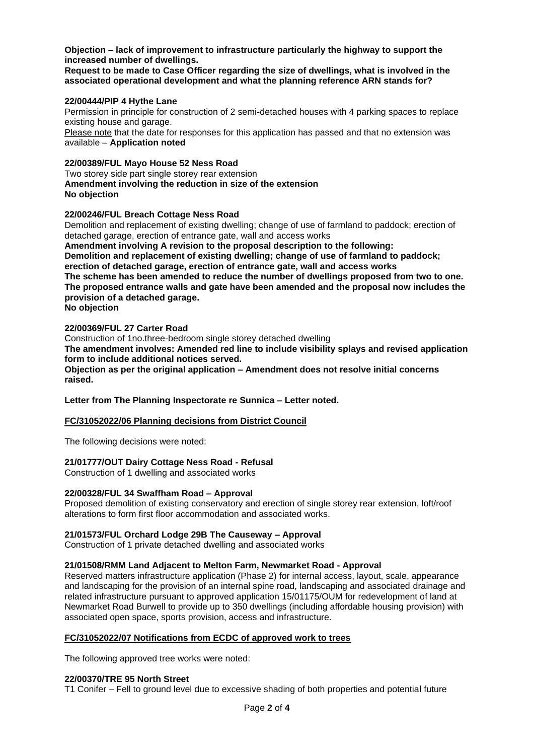**Objection – lack of improvement to infrastructure particularly the highway to support the increased number of dwellings.**
**Request to be made to Case Officer regarding the size of dwellings, what is involved in the associated operational development and what the planning reference ARN stands for?**

**22/00444/PIP 4 Hythe Lane**
Permission in principle for construction of 2 semi-detached houses with 4 parking spaces to replace existing house and garage.
Please note that the date for responses for this application has passed and that no extension was available – **Application noted**

**22/00389/FUL Mayo House 52 Ness Road**
Two storey side part single storey rear extension
**Amendment involving the reduction in size of the extension**
**No objection**

**22/00246/FUL Breach Cottage Ness Road**
Demolition and replacement of existing dwelling; change of use of farmland to paddock; erection of detached garage, erection of entrance gate, wall and access works
**Amendment involving A revision to the proposal description to the following:**
**Demolition and replacement of existing dwelling; change of use of farmland to paddock; erection of detached garage, erection of entrance gate, wall and access works**
**The scheme has been amended to reduce the number of dwellings proposed from two to one. The proposed entrance walls and gate have been amended and the proposal now includes the provision of a detached garage.**
**No objection**

**22/00369/FUL 27 Carter Road**
Construction of 1no.three-bedroom single storey detached dwelling
**The amendment involves: Amended red line to include visibility splays and revised application form to include additional notices served.**
**Objection as per the original application – Amendment does not resolve initial concerns raised.**

**Letter from The Planning Inspectorate re Sunnica – Letter noted.**

**FC/31052022/06 Planning decisions from District Council**

The following decisions were noted:

**21/01777/OUT Dairy Cottage Ness Road - Refusal**
Construction of 1 dwelling and associated works

**22/00328/FUL 34 Swaffham Road – Approval**
Proposed demolition of existing conservatory and erection of single storey rear extension, loft/roof alterations to form first floor accommodation and associated works.

**21/01573/FUL Orchard Lodge 29B The Causeway – Approval**
Construction of 1 private detached dwelling and associated works

**21/01508/RMM Land Adjacent to Melton Farm, Newmarket Road - Approval**
Reserved matters infrastructure application (Phase 2) for internal access, layout, scale, appearance and landscaping for the provision of an internal spine road, landscaping and associated drainage and related infrastructure pursuant to approved application 15/01175/OUM for redevelopment of land at Newmarket Road Burwell to provide up to 350 dwellings (including affordable housing provision) with associated open space, sports provision, access and infrastructure.

**FC/31052022/07 Notifications from ECDC of approved work to trees**

The following approved tree works were noted:

**22/00370/TRE 95 North Street**
T1 Conifer – Fell to ground level due to excessive shading of both properties and potential future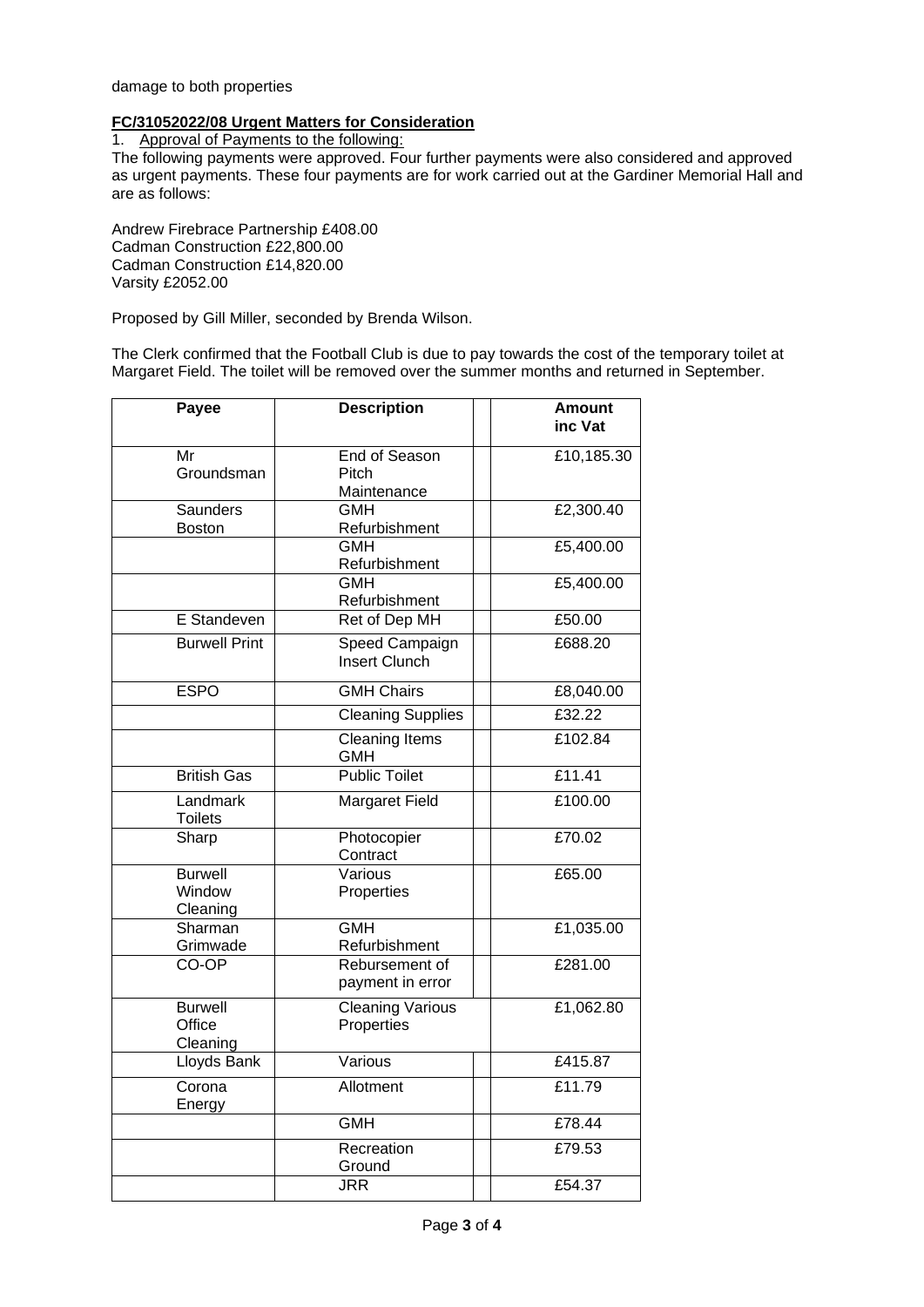damage to both properties

**FC/31052022/08 Urgent Matters for Consideration**

1. Approval of Payments to the following:

The following payments were approved. Four further payments were also considered and approved as urgent payments. These four payments are for work carried out at the Gardiner Memorial Hall and are as follows:

Andrew Firebrace Partnership £408.00
Cadman Construction £22,800.00
Cadman Construction £14,820.00
Varsity £2052.00

Proposed by Gill Miller, seconded by Brenda Wilson.

The Clerk confirmed that the Football Club is due to pay towards the cost of the temporary toilet at Margaret Field. The toilet will be removed over the summer months and returned in September.

| Payee | Description | | Amount inc Vat |
|---|---|---|---|
| Mr Groundsman | End of Season Pitch Maintenance | | £10,185.30 |
| Saunders Boston | GMH Refurbishment | | £2,300.40 |
| | GMH Refurbishment | | £5,400.00 |
| | GMH Refurbishment | | £5,400.00 |
| E Standeven | Ret of Dep MH | | £50.00 |
| Burwell Print | Speed Campaign Insert Clunch | | £688.20 |
| ESPO | GMH Chairs | | £8,040.00 |
| | Cleaning Supplies | | £32.22 |
| | Cleaning Items GMH | | £102.84 |
| British Gas | Public Toilet | | £11.41 |
| Landmark Toilets | Margaret Field | | £100.00 |
| Sharp | Photocopier Contract | | £70.02 |
| Burwell Window Cleaning | Various Properties | | £65.00 |
| Sharman Grimwade | GMH Refurbishment | | £1,035.00 |
| CO-OP | Rebursement of payment in error | | £281.00 |
| Burwell Office Cleaning | Cleaning Various Properties | | £1,062.80 |
| Lloyds Bank | Various | | £415.87 |
| Corona Energy | Allotment | | £11.79 |
| | GMH | | £78.44 |
| | Recreation Ground | | £79.53 |
| | JRR | | £54.37 |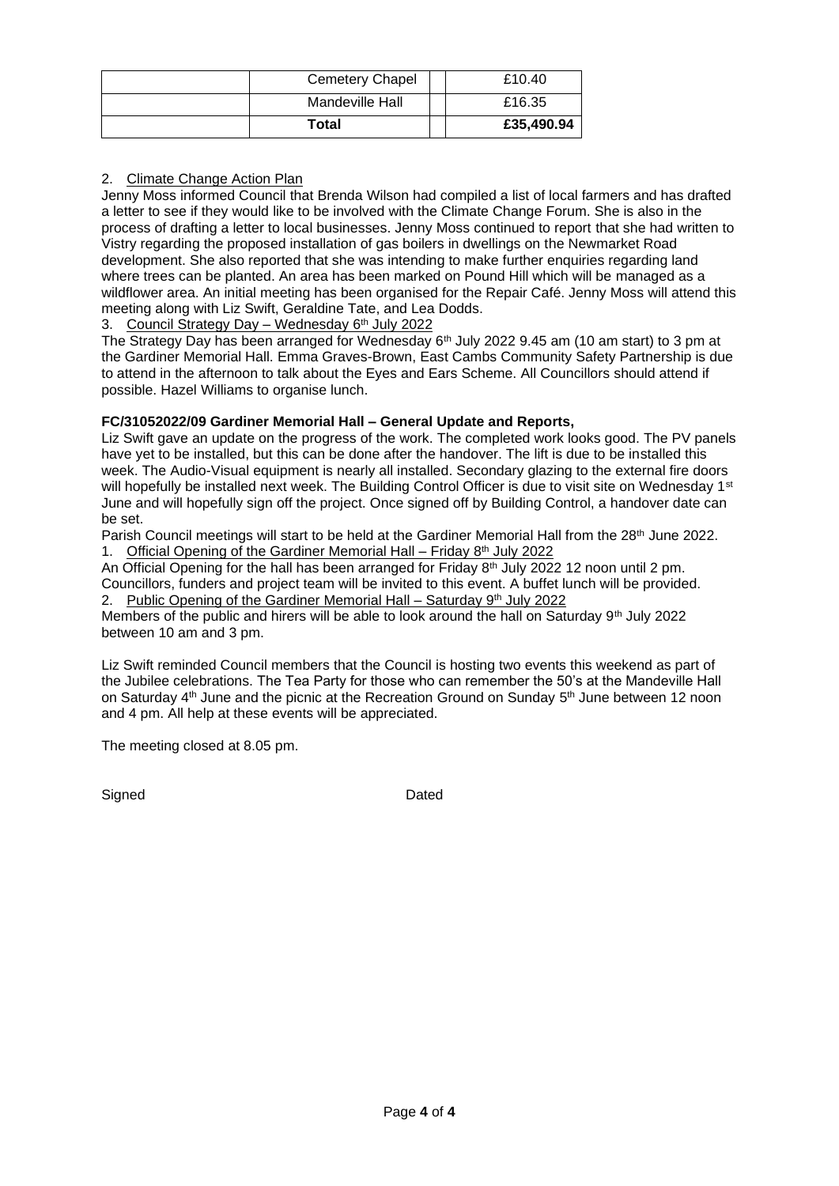| | | | |
|---|---|---|---|
| | Cemetery Chapel | | £10.40 |
| | Mandeville Hall | | £16.35 |
| | **Total** | | **£35,490.94** |

2. Climate Change Action Plan

Jenny Moss informed Council that Brenda Wilson had compiled a list of local farmers and has drafted a letter to see if they would like to be involved with the Climate Change Forum. She is also in the process of drafting a letter to local businesses. Jenny Moss continued to report that she had written to Vistry regarding the proposed installation of gas boilers in dwellings on the Newmarket Road development. She also reported that she was intending to make further enquiries regarding land where trees can be planted. An area has been marked on Pound Hill which will be managed as a wildflower area. An initial meeting has been organised for the Repair Café. Jenny Moss will attend this meeting along with Liz Swift, Geraldine Tate, and Lea Dodds.

3. Council Strategy Day – Wednesday 6th July 2022

The Strategy Day has been arranged for Wednesday 6th July 2022 9.45 am (10 am start) to 3 pm at the Gardiner Memorial Hall. Emma Graves-Brown, East Cambs Community Safety Partnership is due to attend in the afternoon to talk about the Eyes and Ears Scheme. All Councillors should attend if possible. Hazel Williams to organise lunch.

**FC/31052022/09 Gardiner Memorial Hall – General Update and Reports,**

Liz Swift gave an update on the progress of the work. The completed work looks good. The PV panels have yet to be installed, but this can be done after the handover. The lift is due to be installed this week. The Audio-Visual equipment is nearly all installed. Secondary glazing to the external fire doors will hopefully be installed next week. The Building Control Officer is due to visit site on Wednesday 1st June and will hopefully sign off the project. Once signed off by Building Control, a handover date can be set.

Parish Council meetings will start to be held at the Gardiner Memorial Hall from the 28th June 2022.

1. Official Opening of the Gardiner Memorial Hall – Friday 8th July 2022

An Official Opening for the hall has been arranged for Friday 8th July 2022 12 noon until 2 pm. Councillors, funders and project team will be invited to this event. A buffet lunch will be provided.

2. Public Opening of the Gardiner Memorial Hall – Saturday 9th July 2022

Members of the public and hirers will be able to look around the hall on Saturday 9th July 2022 between 10 am and 3 pm.

Liz Swift reminded Council members that the Council is hosting two events this weekend as part of the Jubilee celebrations. The Tea Party for those who can remember the 50's at the Mandeville Hall on Saturday 4th June and the picnic at the Recreation Ground on Sunday 5th June between 12 noon and 4 pm. All help at these events will be appreciated.

The meeting closed at 8.05 pm.

Signed                                                    Dated